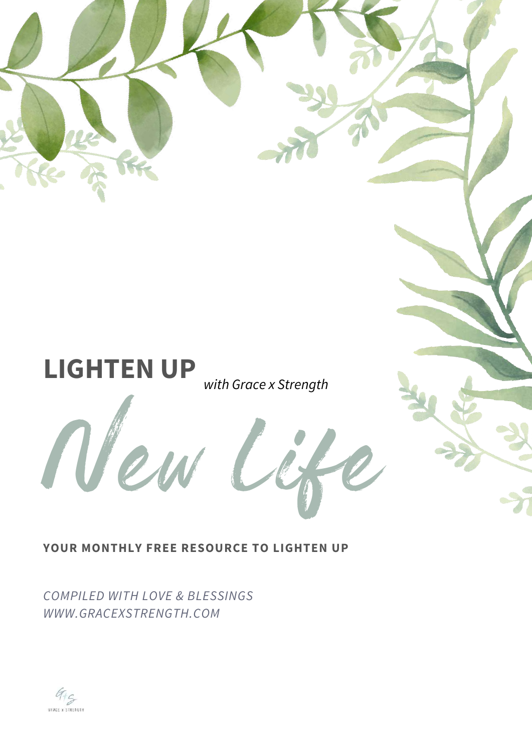# LIGHTEN UP *with Grace x Strength*

# New Life

**YOUR MONTHLY FREE RESOURCE TO LIGHTEN UP**

*COMPILED WITH LOVE & BLESSINGS*
*WWW.GRACEXSTRENGTH.COM*

GRACE x STRENGTH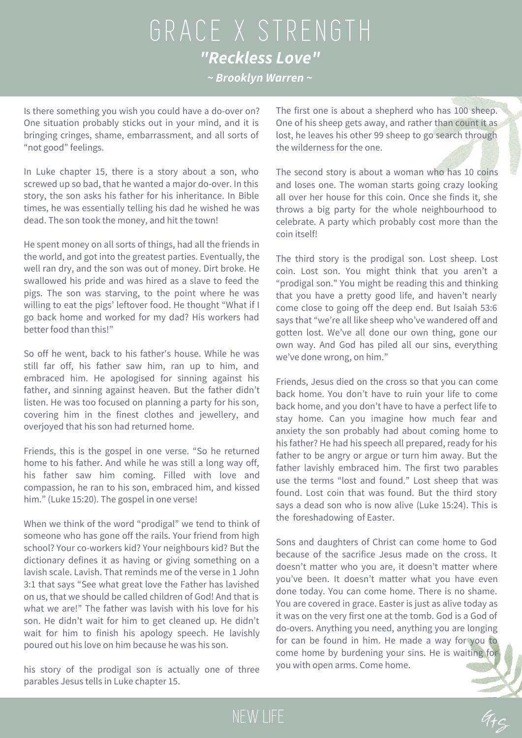# GRACE X STRENGTH

## *"Reckless Love"*

***~ Brooklyn Warren ~***

Is there something you wish you could have a do-over on? One situation probably sticks out in your mind, and it is bringing cringes, shame, embarrassment, and all sorts of "not good" feelings.

In Luke chapter 15, there is a story about a son, who screwed up so bad, that he wanted a major do-over. In this story, the son asks his father for his inheritance. In Bible times, he was essentially telling his dad he wished he was dead. The son took the money, and hit the town!

He spent money on all sorts of things, had all the friends in the world, and got into the greatest parties. Eventually, the well ran dry, and the son was out of money. Dirt broke. He swallowed his pride and was hired as a slave to feed the pigs. The son was starving, to the point where he was willing to eat the pigs' leftover food. He thought "What if I go back home and worked for my dad? His workers had better food than this!"

So off he went, back to his father's house. While he was still far off, his father saw him, ran up to him, and embraced him. He apologised for sinning against his father, and sinning against heaven. But the father didn't listen. He was too focused on planning a party for his son, covering him in the finest clothes and jewellery, and overjoyed that his son had returned home.

Friends, this is the gospel in one verse. "So he returned home to his father. And while he was still a long way off, his father saw him coming. Filled with love and compassion, he ran to his son, embraced him, and kissed him." (Luke 15:20). The gospel in one verse!

When we think of the word "prodigal" we tend to think of someone who has gone off the rails. Your friend from high school? Your co-workers kid? Your neighbours kid? But the dictionary defines it as having or giving something on a lavish scale. Lavish. That reminds me of the verse in 1 John 3:1 that says "See what great love the Father has lavished on us, that we should be called children of God! And that is what we are!" The father was lavish with his love for his son. He didn't wait for him to get cleaned up. He didn't wait for him to finish his apology speech. He lavishly poured out his love on him because he was his son.

his story of the prodigal son is actually one of three parables Jesus tells in Luke chapter 15.

The first one is about a shepherd who has 100 sheep. One of his sheep gets away, and rather than count it as lost, he leaves his other 99 sheep to go search through the wilderness for the one.

The second story is about a woman who has 10 coins and loses one. The woman starts going crazy looking all over her house for this coin. Once she finds it, she throws a big party for the whole neighbourhood to celebrate. A party which probably cost more than the coin itself!

The third story is the prodigal son. Lost sheep. Lost coin. Lost son. You might think that you aren't a "prodigal son." You might be reading this and thinking that you have a pretty good life, and haven't nearly come close to going off the deep end. But Isaiah 53:6 says that "we're all like sheep who've wandered off and gotten lost. We've all done our own thing, gone our own way. And God has piled all our sins, everything we've done wrong, on him."

Friends, Jesus died on the cross so that you can come back home. You don't have to ruin your life to come back home, and you don't have to have a perfect life to stay home. Can you imagine how much fear and anxiety the son probably had about coming home to his father? He had his speech all prepared, ready for his father to be angry or argue or turn him away. But the father lavishly embraced him. The first two parables use the terms "lost and found." Lost sheep that was found. Lost coin that was found. But the third story says a dead son who is now alive (Luke 15:24). This is the foreshadowing of Easter.

Sons and daughters of Christ can come home to God because of the sacrifice Jesus made on the cross. It doesn't matter who you are, it doesn't matter where you've been. It doesn't matter what you have even done today. You can come home. There is no shame. You are covered in grace. Easter is just as alive today as it was on the very first one at the tomb. God is a God of do-overs. Anything you need, anything you are longing for can be found in him. He made a way for you to come home by burdening your sins. He is waiting for you with open arms. Come home.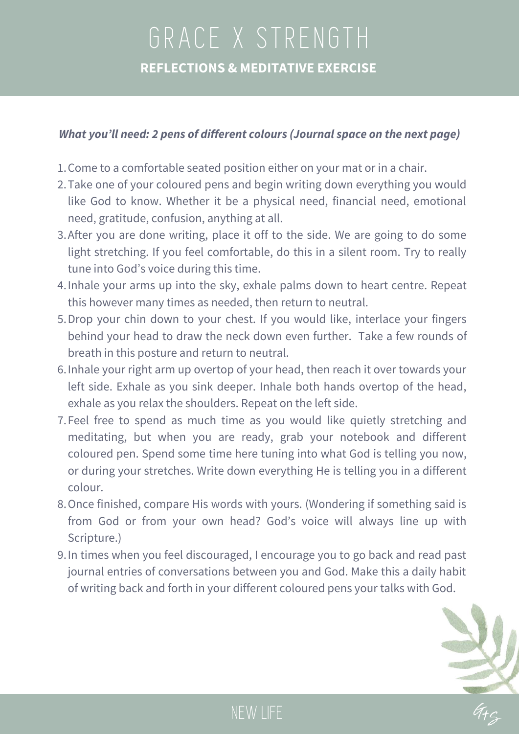# GRACE X STRENGTH

## REFLECTIONS & MEDITATIVE EXERCISE

***What you'll need: 2 pens of different colours (Journal space on the next page)***

1. Come to a comfortable seated position either on your mat or in a chair.
2. Take one of your coloured pens and begin writing down everything you would like God to know. Whether it be a physical need, financial need, emotional need, gratitude, confusion, anything at all.
3. After you are done writing, place it off to the side. We are going to do some light stretching. If you feel comfortable, do this in a silent room. Try to really tune into God's voice during this time.
4. Inhale your arms up into the sky, exhale palms down to heart centre. Repeat this however many times as needed, then return to neutral.
5. Drop your chin down to your chest. If you would like, interlace your fingers behind your head to draw the neck down even further. Take a few rounds of breath in this posture and return to neutral.
6. Inhale your right arm up overtop of your head, then reach it over towards your left side. Exhale as you sink deeper. Inhale both hands overtop of the head, exhale as you relax the shoulders. Repeat on the left side.
7. Feel free to spend as much time as you would like quietly stretching and meditating, but when you are ready, grab your notebook and different coloured pen. Spend some time here tuning into what God is telling you now, or during your stretches. Write down everything He is telling you in a different colour.
8. Once finished, compare His words with yours. (Wondering if something said is from God or from your own head? God's voice will always line up with Scripture.)
9. In times when you feel discouraged, I encourage you to go back and read past journal entries of conversations between you and God. Make this a daily habit of writing back and forth in your different coloured pens your talks with God.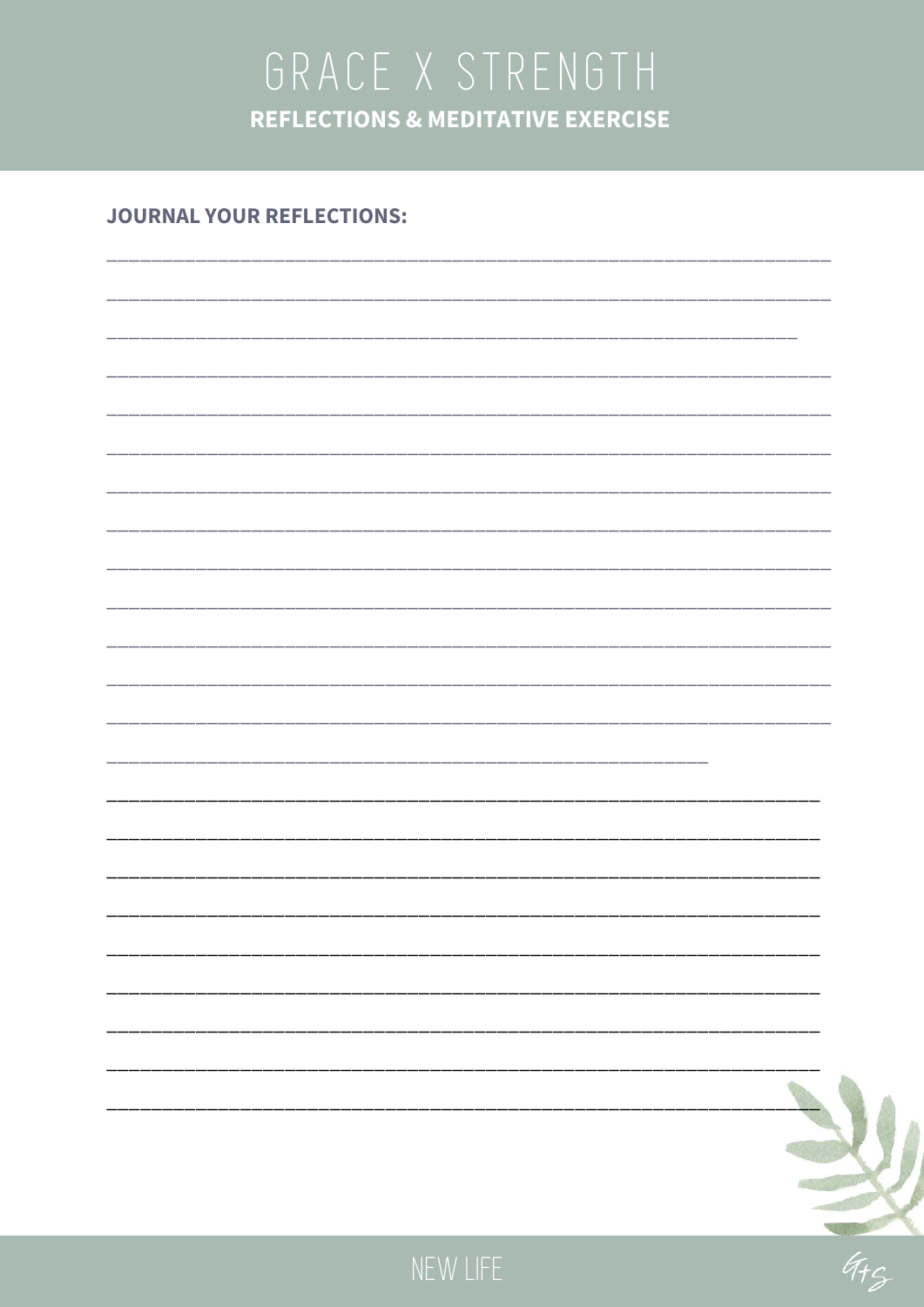# GRACE X STRENGTH

## REFLECTIONS & MEDITATIVE EXERCISE

**JOURNAL YOUR REFLECTIONS:**

___________________________________________________________________________

___________________________________________________________________________

_______________________________________________________________________

___________________________________________________________________________

___________________________________________________________________________

___________________________________________________________________________

___________________________________________________________________________

___________________________________________________________________________

___________________________________________________________________________

___________________________________________________________________________

___________________________________________________________________________

___________________________________________________________________________

___________________________________________________________________________

______________________________________________________________

__________________________________________________________________________

__________________________________________________________________________

__________________________________________________________________________

__________________________________________________________________________

__________________________________________________________________________

__________________________________________________________________________

__________________________________________________________________________

__________________________________________________________________________

__________________________________________________________________________

NEW LIFE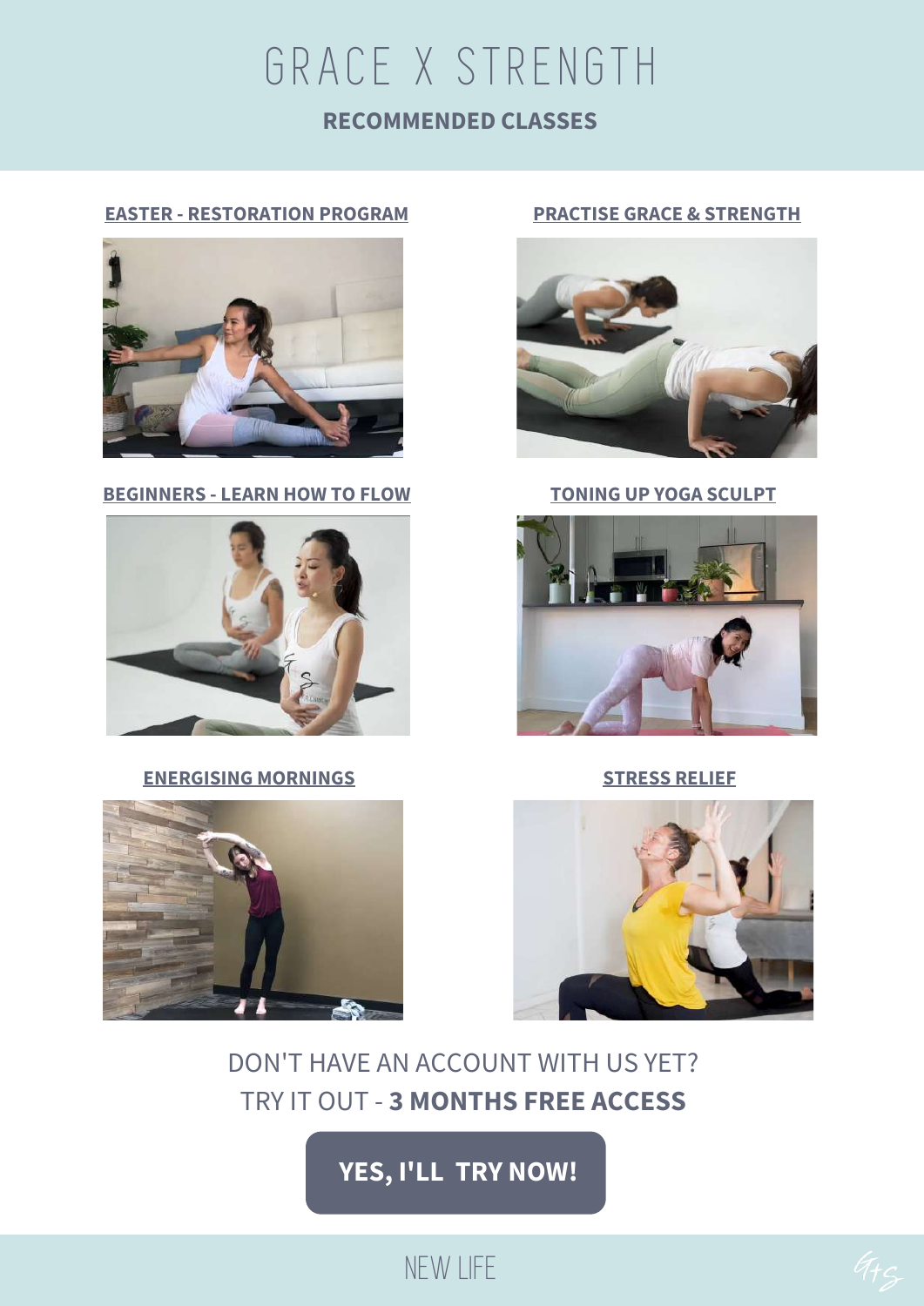# GRACE X STRENGTH

## RECOMMENDED CLASSES

**EASTER - RESTORATION PROGRAM**

**PRACTISE GRACE & STRENGTH**

**BEGINNERS - LEARN HOW TO FLOW**

**TONING UP YOGA SCULPT**

**ENERGISING MORNINGS**

**STRESS RELIEF**

DON'T HAVE AN ACCOUNT WITH US YET?

TRY IT OUT - **3 MONTHS FREE ACCESS**

**YES, I'LL TRY NOW!**

NEW LIFE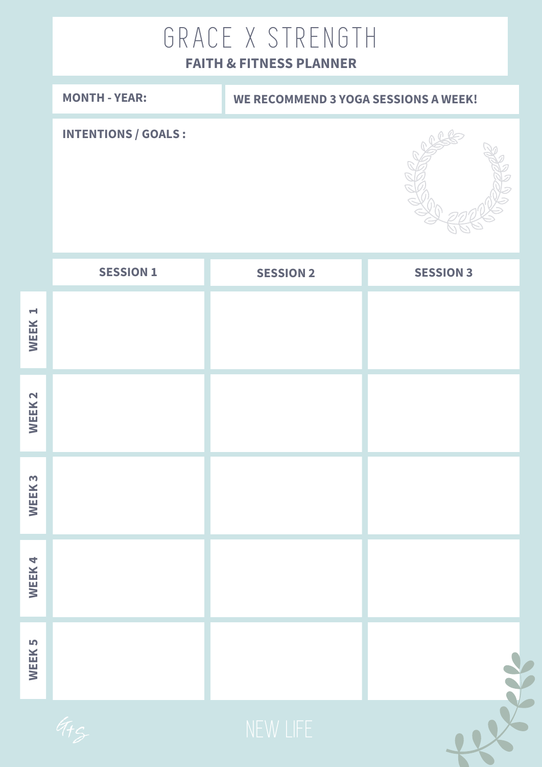# GRACE X STRENGTH

## FAITH & FITNESS PLANNER

**MONTH - YEAR:**

**WE RECOMMEND 3 YOGA SESSIONS A WEEK!**

**INTENTIONS / GOALS :**

| | SESSION 1 | SESSION 2 | SESSION 3 |
|---|---|---|---|
| WEEK 1 | | | |
| WEEK 2 | | | |
| WEEK 3 | | | |
| WEEK 4 | | | |
| WEEK 5 | | | |

G+S

NEW LIFE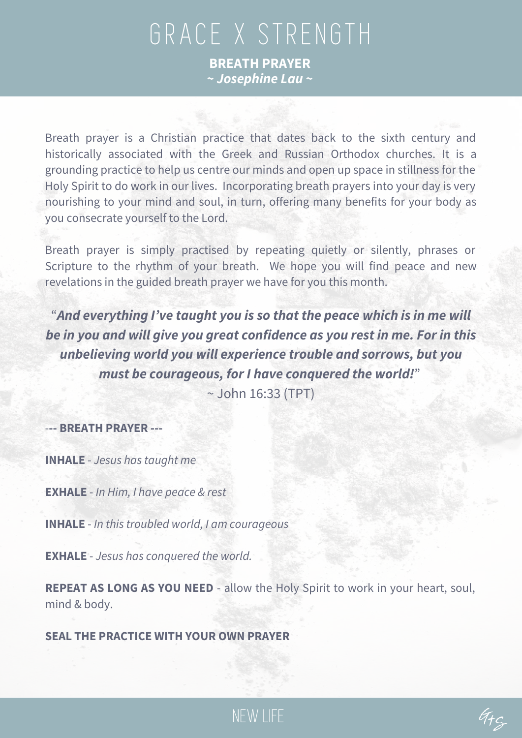# GRACE X STRENGTH

## BREATH PRAYER

***~ Josephine Lau ~***

Breath prayer is a Christian practice that dates back to the sixth century and historically associated with the Greek and Russian Orthodox churches. It is a grounding practice to help us centre our minds and open up space in stillness for the Holy Spirit to do work in our lives. Incorporating breath prayers into your day is very nourishing to your mind and soul, in turn, offering many benefits for your body as you consecrate yourself to the Lord.

Breath prayer is simply practised by repeating quietly or silently, phrases or Scripture to the rhythm of your breath. We hope you will find peace and new revelations in the guided breath prayer we have for you this month.

"***And everything I've taught you is so that the peace which is in me will be in you and will give you great confidence as you rest in me. For in this unbelieving world you will experience trouble and sorrows, but you must be courageous, for I have conquered the world!***"

~ John 16:33 (TPT)

--- **BREATH PRAYER** ---

**INHALE** - *Jesus has taught me*

**EXHALE** - *In Him, I have peace & rest*

**INHALE** - *In this troubled world, I am courageous*

**EXHALE** - *Jesus has conquered the world.*

**REPEAT AS LONG AS YOU NEED** - allow the Holy Spirit to work in your heart, soul, mind & body.

**SEAL THE PRACTICE WITH YOUR OWN PRAYER**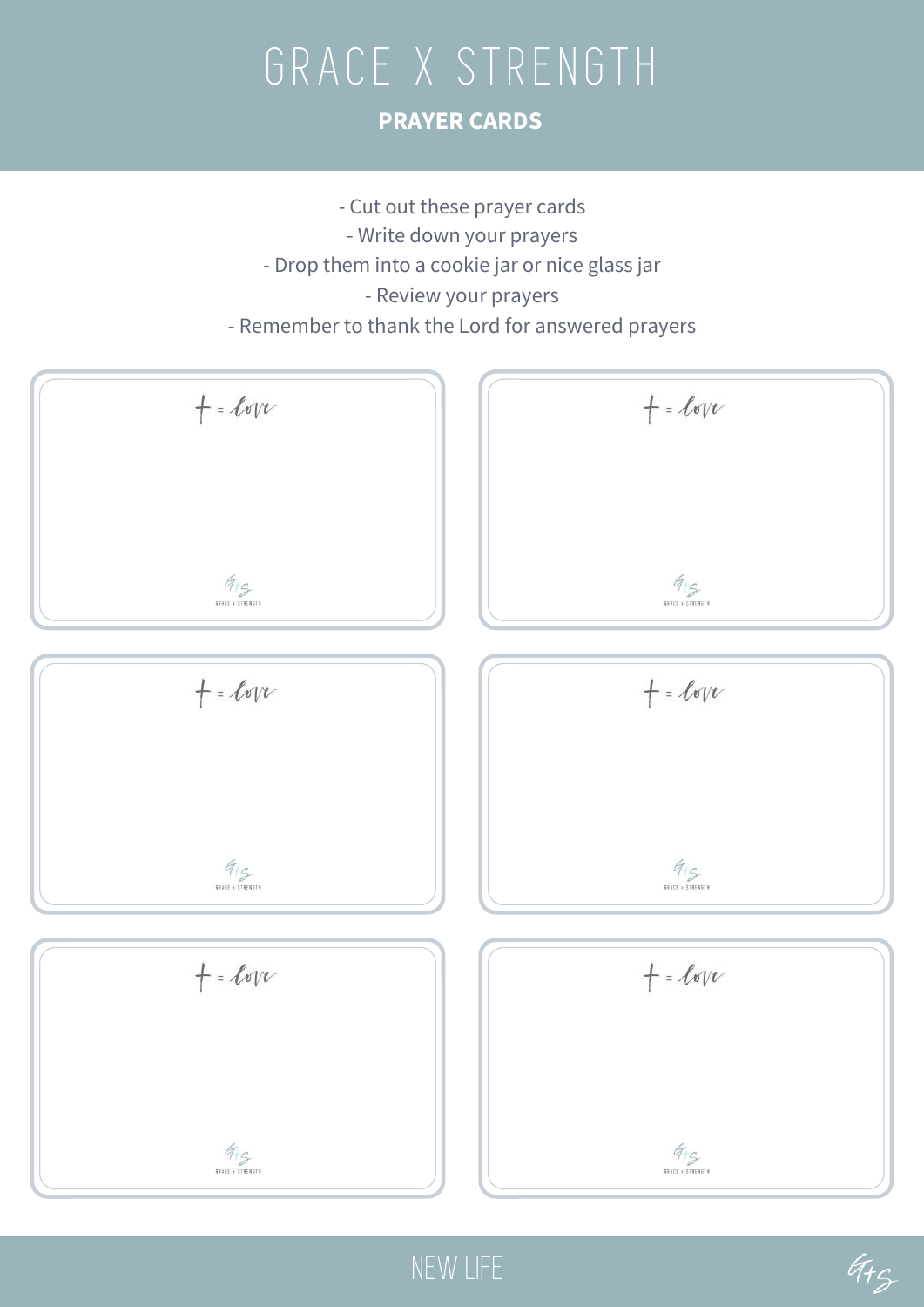# GRACE X STRENGTH

## PRAYER CARDS

- Cut out these prayer cards
- Write down your prayers
- Drop them into a cookie jar or nice glass jar
- Review your prayers
- Remember to thank the Lord for answered prayers

+ = love

GRACE X STRENGTH

+ = love

GRACE X STRENGTH

+ = love

GRACE X STRENGTH

+ = love

GRACE X STRENGTH

+ = love

GRACE X STRENGTH

+ = love

GRACE X STRENGTH

NEW LIFE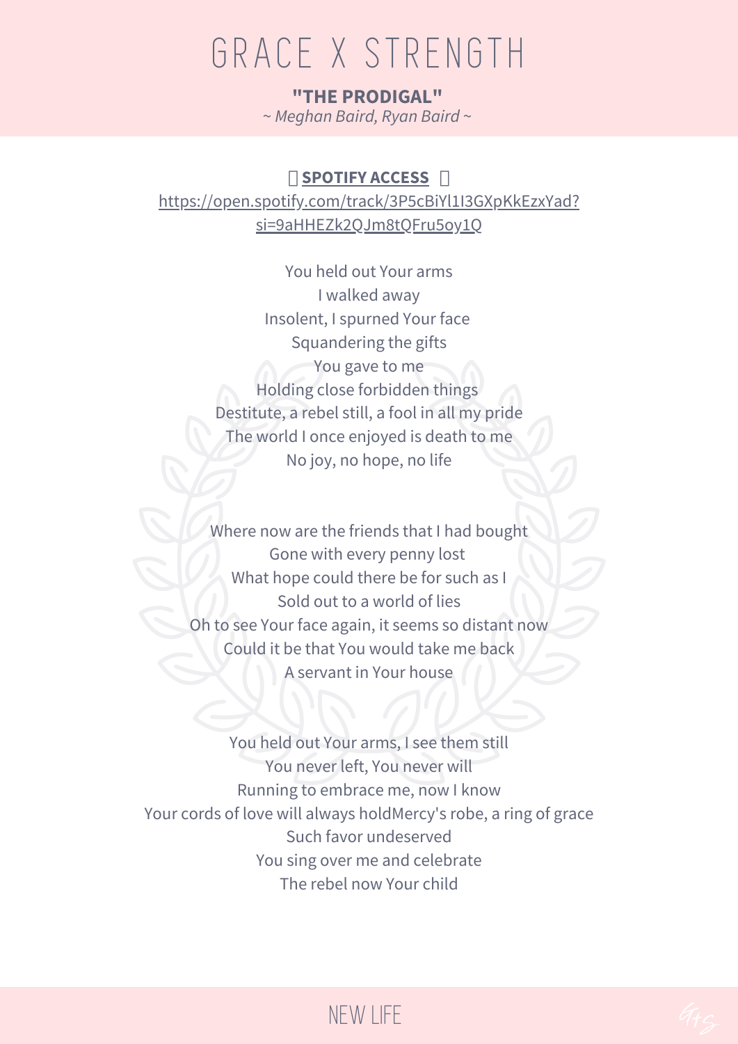# GRACE X STRENGTH

**"THE PRODIGAL"**

*~ Meghan Baird, Ryan Baird ~*

**SPOTIFY ACCESS**

https://open.spotify.com/track/3P5cBiYl1I3GXpKkEzxYad?si=9aHHEZk2QJm8tQFru5oy1Q

You held out Your arms
I walked away
Insolent, I spurned Your face
Squandering the gifts
You gave to me
Holding close forbidden things
Destitute, a rebel still, a fool in all my pride
The world I once enjoyed is death to me
No joy, no hope, no life

Where now are the friends that I had bought
Gone with every penny lost
What hope could there be for such as I
Sold out to a world of lies
Oh to see Your face again, it seems so distant now
Could it be that You would take me back
A servant in Your house

You held out Your arms, I see them still
You never left, You never will
Running to embrace me, now I know
Your cords of love will always holdMercy's robe, a ring of grace
Such favor undeserved
You sing over me and celebrate
The rebel now Your child

NEW LIFE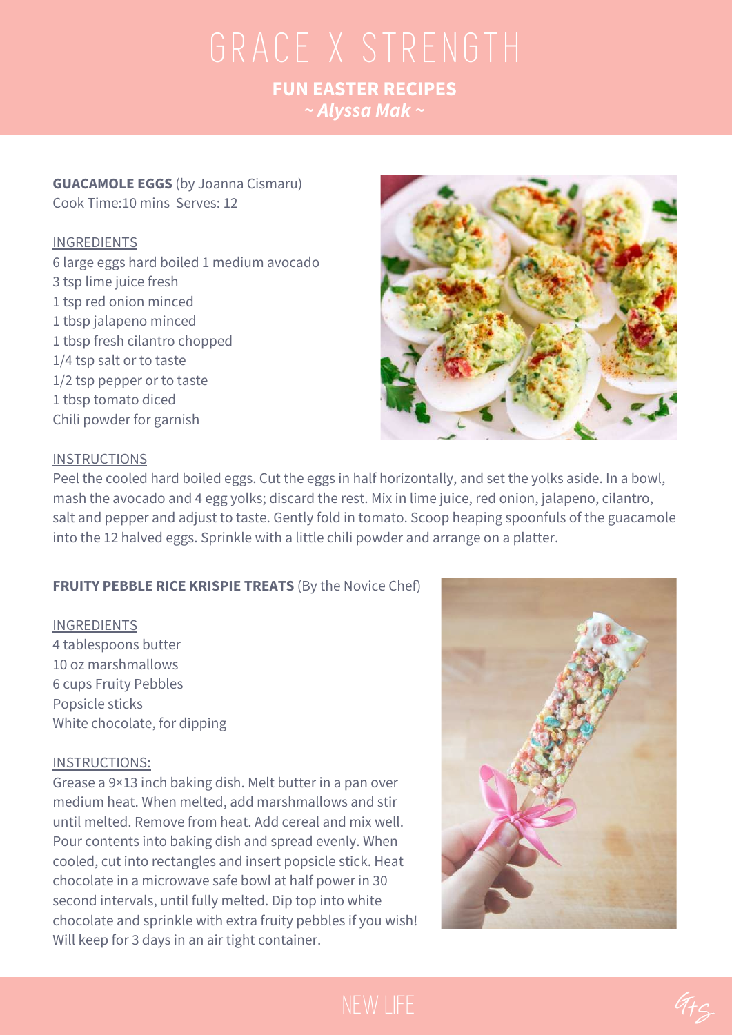# GRACE X STRENGTH

## FUN EASTER RECIPES

***~ Alyssa Mak ~***

**GUACAMOLE EGGS** (by Joanna Cismaru)
Cook Time:10 mins Serves: 12

INGREDIENTS
6 large eggs hard boiled 1 medium avocado
3 tsp lime juice fresh
1 tsp red onion minced
1 tbsp jalapeno minced
1 tbsp fresh cilantro chopped
1/4 tsp salt or to taste
1/2 tsp pepper or to taste
1 tbsp tomato diced
Chili powder for garnish

INSTRUCTIONS
Peel the cooled hard boiled eggs. Cut the eggs in half horizontally, and set the yolks aside. In a bowl, mash the avocado and 4 egg yolks; discard the rest. Mix in lime juice, red onion, jalapeno, cilantro, salt and pepper and adjust to taste. Gently fold in tomato. Scoop heaping spoonfuls of the guacamole into the 12 halved eggs. Sprinkle with a little chili powder and arrange on a platter.

**FRUITY PEBBLE RICE KRISPIE TREATS** (By the Novice Chef)

INGREDIENTS
4 tablespoons butter
10 oz marshmallows
6 cups Fruity Pebbles
Popsicle sticks
White chocolate, for dipping

INSTRUCTIONS:
Grease a 9×13 inch baking dish. Melt butter in a pan over medium heat. When melted, add marshmallows and stir until melted. Remove from heat. Add cereal and mix well. Pour contents into baking dish and spread evenly. When cooled, cut into rectangles and insert popsicle stick. Heat chocolate in a microwave safe bowl at half power in 30 second intervals, until fully melted. Dip top into white chocolate and sprinkle with extra fruity pebbles if you wish! Will keep for 3 days in an air tight container.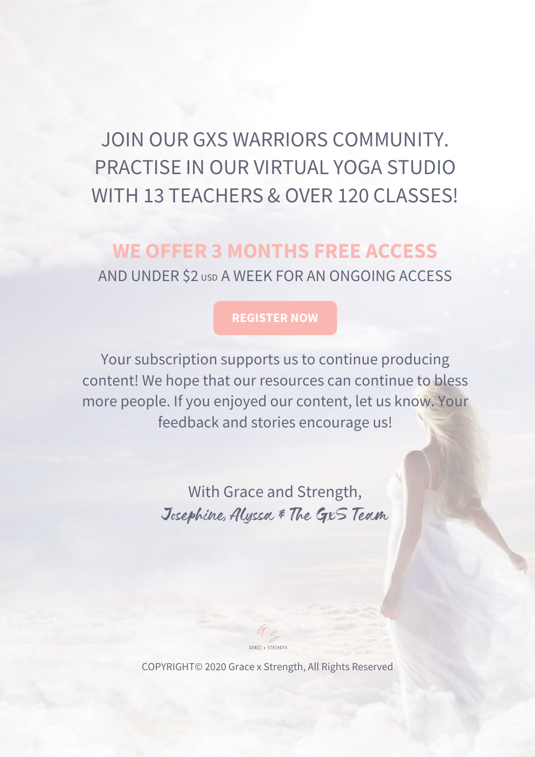JOIN OUR GXS WARRIORS COMMUNITY. PRACTISE IN OUR VIRTUAL YOGA STUDIO WITH 13 TEACHERS & OVER 120 CLASSES!

## WE OFFER 3 MONTHS FREE ACCESS

AND UNDER $2 USD A WEEK FOR AN ONGOING ACCESS

**REGISTER NOW**

Your subscription supports us to continue producing content! We hope that our resources can continue to bless more people. If you enjoyed our content, let us know. Your feedback and stories encourage us!

With Grace and Strength,
*Josephine, Alyssa & The GxS Team*

GRACE x STRENGTH

COPYRIGHT© 2020 Grace x Strength, All Rights Reserved